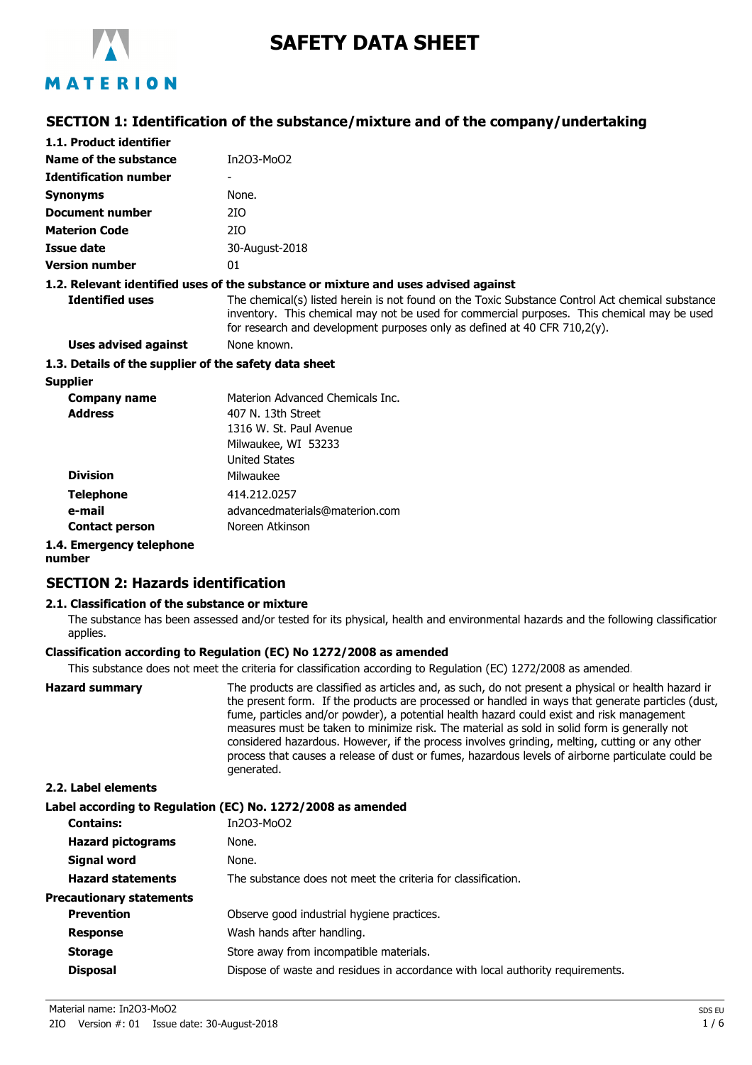# SAFETY DATA SHEET

## SECTION 1: Identification of the substance/mixture and of the company/undertaking

### 1.1. Product identifier

| | |
|---|---|
| **Name of the substance** | $In_2O_3$-$MoO_2$ |
| **Identification number** | - |
| **Synonyms** | None. |
| **Document number** | 2IO |
| **Materion Code** | 2IO |
| **Issue date** | 30-August-2018 |
| **Version number** | 01 |

### 1.2. Relevant identified uses of the substance or mixture and uses advised against

**Identified uses**
The chemical(s) listed herein is not found on the Toxic Substance Control Act chemical substance inventory. This chemical may not be used for commercial purposes. This chemical may be used for research and development purposes only as defined at 40 CFR 710,2(y).

**Uses advised against**
None known.

### 1.3. Details of the supplier of the safety data sheet

**Supplier**

| | |
|---|---|
| **Company name** | Materion Advanced Chemicals Inc. |
| **Address** | 407 N. 13th Street<br>1316 W. St. Paul Avenue<br>Milwaukee, WI 53233<br>United States |
| **Division** | Milwaukee |
| **Telephone** | 414.212.0257 |
| **e-mail** | advancedmaterials@materion.com |
| **Contact person** | Noreen Atkinson |

### 1.4. Emergency telephone number

## SECTION 2: Hazards identification

### 2.1. Classification of the substance or mixture

The substance has been assessed and/or tested for its physical, health and environmental hazards and the following classification applies.

**Classification according to Regulation (EC) No 1272/2008 as amended**

This substance does not meet the criteria for classification according to Regulation (EC) 1272/2008 as amended.

**Hazard summary**
The products are classified as articles and, as such, do not present a physical or health hazard in the present form. If the products are processed or handled in ways that generate particles (dust, fume, particles and/or powder), a potential health hazard could exist and risk management measures must be taken to minimize risk. The material as sold in solid form is generally not considered hazardous. However, if the process involves grinding, melting, cutting or any other process that causes a release of dust or fumes, hazardous levels of airborne particulate could be generated.

### 2.2. Label elements

**Label according to Regulation (EC) No. 1272/2008 as amended**

| | |
|---|---|
| **Contains:** | $In_2O_3$-$MoO_2$ |
| **Hazard pictograms** | None. |
| **Signal word** | None. |
| **Hazard statements** | The substance does not meet the criteria for classification. |

**Precautionary statements**

| | |
|---|---|
| **Prevention** | Observe good industrial hygiene practices. |
| **Response** | Wash hands after handling. |
| **Storage** | Store away from incompatible materials. |
| **Disposal** | Dispose of waste and residues in accordance with local authority requirements. |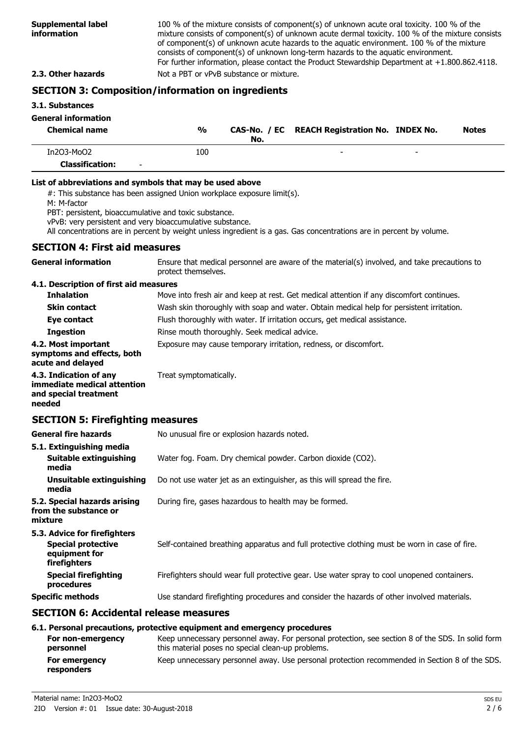| | |
|---|---|
| **Supplemental label information** | 100 % of the mixture consists of component(s) of unknown acute oral toxicity. 100 % of the mixture consists of component(s) of unknown acute dermal toxicity. 100 % of the mixture consists of component(s) of unknown acute hazards to the aquatic environment. 100 % of the mixture consists of component(s) of unknown long-term hazards to the aquatic environment. For further information, please contact the Product Stewardship Department at +1.800.862.4118. |
| **2.3. Other hazards** | Not a PBT or vPvB substance or mixture. |

## SECTION 3: Composition/information on ingredients

### 3.1. Substances

**General information**

| Chemical name | % | CAS-No. / EC No. | REACH Registration No. | INDEX No. | Notes |
|---|---|---|---|---|---|
| In2O3-MoO2 | 100 | | - | - | |
| **Classification:** - | | | | | |

**List of abbreviations and symbols that may be used above**

#: This substance has been assigned Union workplace exposure limit(s).
M: M-factor
PBT: persistent, bioaccumulative and toxic substance.
vPvB: very persistent and very bioaccumulative substance.
All concentrations are in percent by weight unless ingredient is a gas. Gas concentrations are in percent by volume.

## SECTION 4: First aid measures

| | |
|---|---|
| **General information** | Ensure that medical personnel are aware of the material(s) involved, and take precautions to protect themselves. |
| **4.1. Description of first aid measures** | |
| **Inhalation** | Move into fresh air and keep at rest. Get medical attention if any discomfort continues. |
| **Skin contact** | Wash skin thoroughly with soap and water. Obtain medical help for persistent irritation. |
| **Eye contact** | Flush thoroughly with water. If irritation occurs, get medical assistance. |
| **Ingestion** | Rinse mouth thoroughly. Seek medical advice. |
| **4.2. Most important symptoms and effects, both acute and delayed** | Exposure may cause temporary irritation, redness, or discomfort. |
| **4.3. Indication of any immediate medical attention and special treatment needed** | Treat symptomatically. |

## SECTION 5: Firefighting measures

| | |
|---|---|
| **General fire hazards** | No unusual fire or explosion hazards noted. |
| **5.1. Extinguishing media** | |
| **Suitable extinguishing media** | Water fog. Foam. Dry chemical powder. Carbon dioxide ($CO_2$). |
| **Unsuitable extinguishing media** | Do not use water jet as an extinguisher, as this will spread the fire. |
| **5.2. Special hazards arising from the substance or mixture** | During fire, gases hazardous to health may be formed. |
| **5.3. Advice for firefighters** | |
| **Special protective equipment for firefighters** | Self-contained breathing apparatus and full protective clothing must be worn in case of fire. |
| **Special firefighting procedures** | Firefighters should wear full protective gear. Use water spray to cool unopened containers. |
| **Specific methods** | Use standard firefighting procedures and consider the hazards of other involved materials. |

## SECTION 6: Accidental release measures

**6.1. Personal precautions, protective equipment and emergency procedures**

| | |
|---|---|
| **For non-emergency personnel** | Keep unnecessary personnel away. For personal protection, see section 8 of the SDS. In solid form this material poses no special clean-up problems. |
| **For emergency responders** | Keep unnecessary personnel away. Use personal protection recommended in Section 8 of the SDS. |

Material name: In2O3-MoO2
2IO Version #: 01 Issue date: 30-August-2018
SDS EU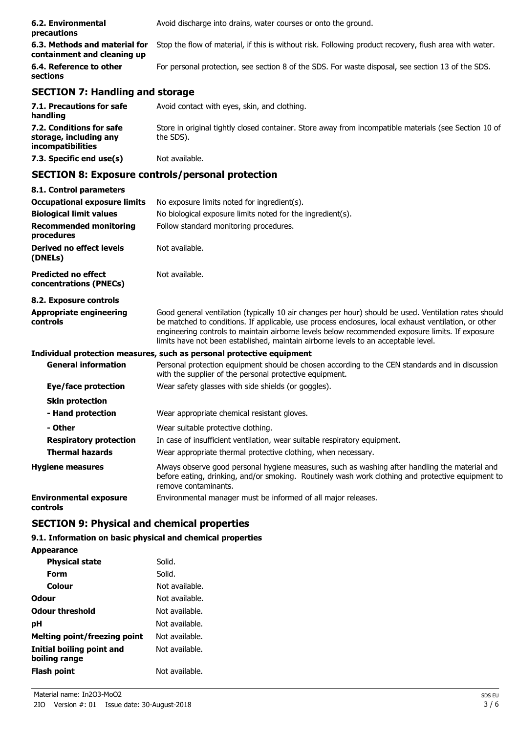| | |
|---|---|
| **6.2. Environmental precautions** | Avoid discharge into drains, water courses or onto the ground. |
| **6.3. Methods and material for containment and cleaning up** | Stop the flow of material, if this is without risk. Following product recovery, flush area with water. |
| **6.4. Reference to other sections** | For personal protection, see section 8 of the SDS. For waste disposal, see section 13 of the SDS. |

## SECTION 7: Handling and storage

| | |
|---|---|
| **7.1. Precautions for safe handling** | Avoid contact with eyes, skin, and clothing. |
| **7.2. Conditions for safe storage, including any incompatibilities** | Store in original tightly closed container. Store away from incompatible materials (see Section 10 of the SDS). |
| **7.3. Specific end use(s)** | Not available. |

## SECTION 8: Exposure controls/personal protection

**8.1. Control parameters**

| | |
|---|---|
| **Occupational exposure limits** | No exposure limits noted for ingredient(s). |
| **Biological limit values** | No biological exposure limits noted for the ingredient(s). |
| **Recommended monitoring procedures** | Follow standard monitoring procedures. |
| **Derived no effect levels (DNELs)** | Not available. |
| **Predicted no effect concentrations (PNECs)** | Not available. |

**8.2. Exposure controls**

| | |
|---|---|
| **Appropriate engineering controls** | Good general ventilation (typically 10 air changes per hour) should be used. Ventilation rates should be matched to conditions. If applicable, use process enclosures, local exhaust ventilation, or other engineering controls to maintain airborne levels below recommended exposure limits. If exposure limits have not been established, maintain airborne levels to an acceptable level. |

**Individual protection measures, such as personal protective equipment**

| | |
|---|---|
| **General information** | Personal protection equipment should be chosen according to the CEN standards and in discussion with the supplier of the personal protective equipment. |
| **Eye/face protection** | Wear safety glasses with side shields (or goggles). |
| **Skin protection** | |
| **- Hand protection** | Wear appropriate chemical resistant gloves. |
| **- Other** | Wear suitable protective clothing. |
| **Respiratory protection** | In case of insufficient ventilation, wear suitable respiratory equipment. |
| **Thermal hazards** | Wear appropriate thermal protective clothing, when necessary. |
| **Hygiene measures** | Always observe good personal hygiene measures, such as washing after handling the material and before eating, drinking, and/or smoking. Routinely wash work clothing and protective equipment to remove contaminants. |
| **Environmental exposure controls** | Environmental manager must be informed of all major releases. |

## SECTION 9: Physical and chemical properties

**9.1. Information on basic physical and chemical properties**

| | |
|---|---|
| **Appearance** | |
| **Physical state** | Solid. |
| **Form** | Solid. |
| **Colour** | Not available. |
| **Odour** | Not available. |
| **Odour threshold** | Not available. |
| **pH** | Not available. |
| **Melting point/freezing point** | Not available. |
| **Initial boiling point and boiling range** | Not available. |
| **Flash point** | Not available. |

Material name: $In_2O_3$-$MoO_2$

2IO Version #: 01 Issue date: 30-August-2018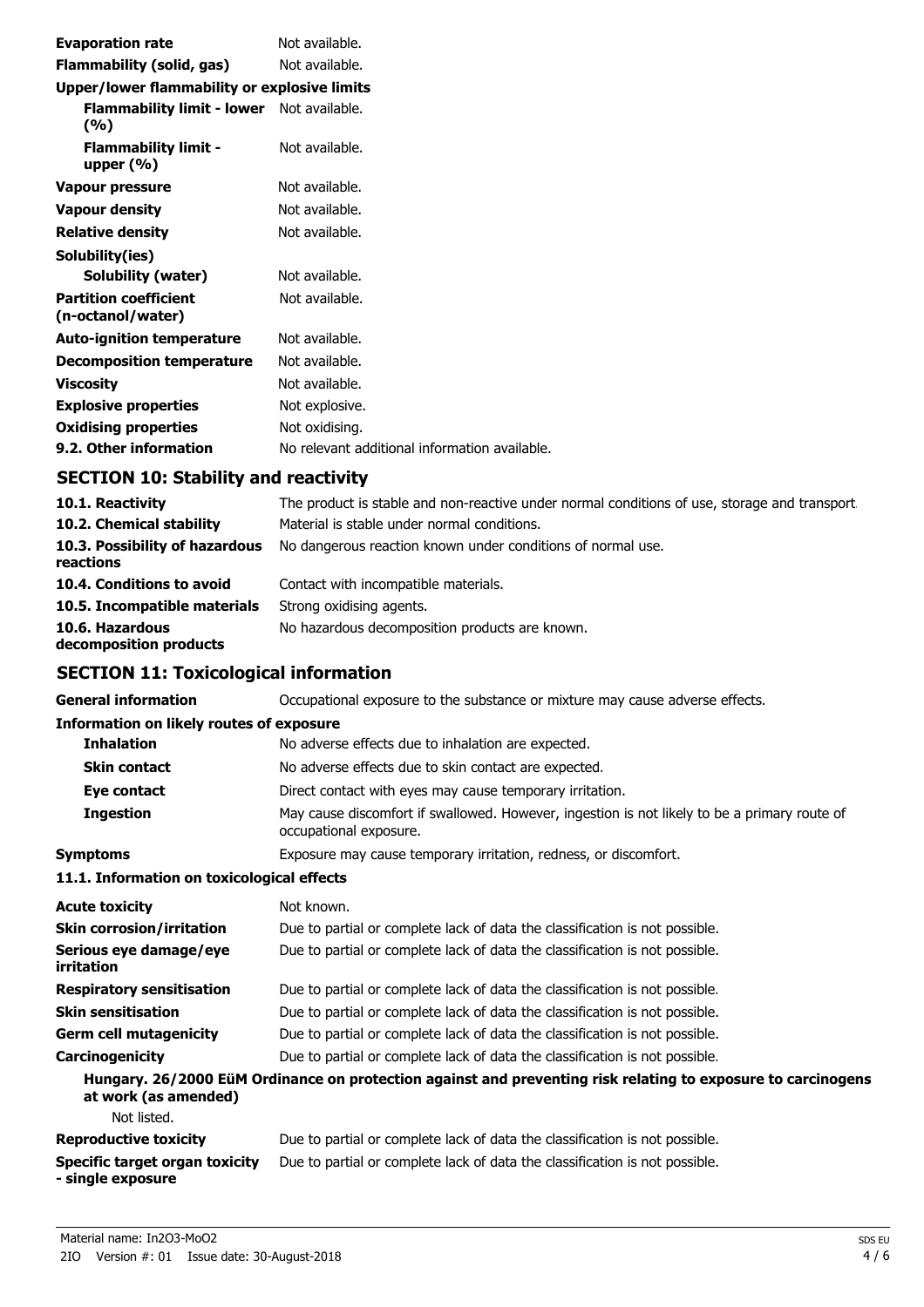| | |
|---|---|
| **Evaporation rate** | Not available. |
| **Flammability (solid, gas)** | Not available. |
| **Upper/lower flammability or explosive limits** | |
| **Flammability limit - lower (%)** | Not available. |
| **Flammability limit - upper (%)** | Not available. |
| **Vapour pressure** | Not available. |
| **Vapour density** | Not available. |
| **Relative density** | Not available. |
| **Solubility(ies)** | |
| **Solubility (water)** | Not available. |
| **Partition coefficient (n-octanol/water)** | Not available. |
| **Auto-ignition temperature** | Not available. |
| **Decomposition temperature** | Not available. |
| **Viscosity** | Not available. |
| **Explosive properties** | Not explosive. |
| **Oxidising properties** | Not oxidising. |
| **9.2. Other information** | No relevant additional information available. |

## SECTION 10: Stability and reactivity

| | |
|---|---|
| **10.1. Reactivity** | The product is stable and non-reactive under normal conditions of use, storage and transport. |
| **10.2. Chemical stability** | Material is stable under normal conditions. |
| **10.3. Possibility of hazardous reactions** | No dangerous reaction known under conditions of normal use. |
| **10.4. Conditions to avoid** | Contact with incompatible materials. |
| **10.5. Incompatible materials** | Strong oxidising agents. |
| **10.6. Hazardous decomposition products** | No hazardous decomposition products are known. |

## SECTION 11: Toxicological information

| | |
|---|---|
| **General information** | Occupational exposure to the substance or mixture may cause adverse effects. |
| **Information on likely routes of exposure** | |
| **Inhalation** | No adverse effects due to inhalation are expected. |
| **Skin contact** | No adverse effects due to skin contact are expected. |
| **Eye contact** | Direct contact with eyes may cause temporary irritation. |
| **Ingestion** | May cause discomfort if swallowed. However, ingestion is not likely to be a primary route of occupational exposure. |
| **Symptoms** | Exposure may cause temporary irritation, redness, or discomfort. |

**11.1. Information on toxicological effects**

| | |
|---|---|
| **Acute toxicity** | Not known. |
| **Skin corrosion/irritation** | Due to partial or complete lack of data the classification is not possible. |
| **Serious eye damage/eye irritation** | Due to partial or complete lack of data the classification is not possible. |
| **Respiratory sensitisation** | Due to partial or complete lack of data the classification is not possible. |
| **Skin sensitisation** | Due to partial or complete lack of data the classification is not possible. |
| **Germ cell mutagenicity** | Due to partial or complete lack of data the classification is not possible. |
| **Carcinogenicity** | Due to partial or complete lack of data the classification is not possible. |

**Hungary. 26/2000 EüM Ordinance on protection against and preventing risk relating to exposure to carcinogens at work (as amended)**

Not listed.

| | |
|---|---|
| **Reproductive toxicity** | Due to partial or complete lack of data the classification is not possible. |
| **Specific target organ toxicity - single exposure** | Due to partial or complete lack of data the classification is not possible. |

Material name: In2O3-MoO2

2IO Version #: 01 Issue date: 30-August-2018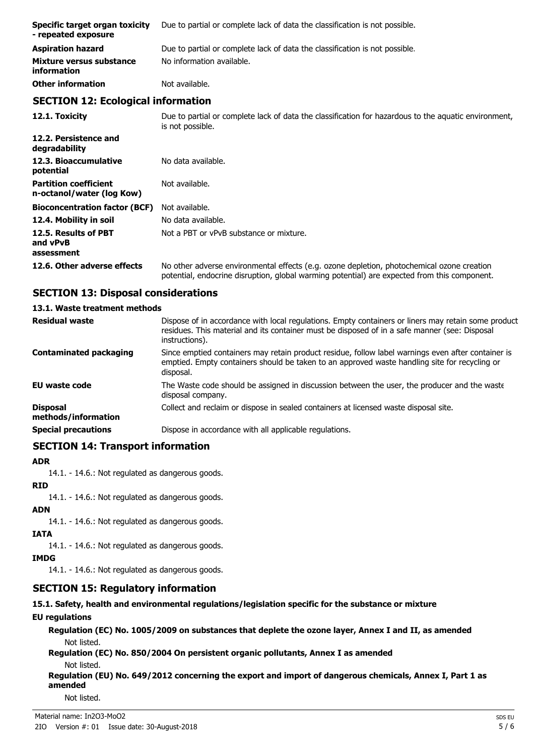| | |
|---|---|
| **Specific target organ toxicity - repeated exposure** | Due to partial or complete lack of data the classification is not possible. |
| **Aspiration hazard** | Due to partial or complete lack of data the classification is not possible. |
| **Mixture versus substance information** | No information available. |
| **Other information** | Not available. |

## SECTION 12: Ecological information

| | |
|---|---|
| **12.1. Toxicity** | Due to partial or complete lack of data the classification for hazardous to the aquatic environment, is not possible. |
| **12.2. Persistence and degradability** | |
| **12.3. Bioaccumulative potential** | No data available. |
| **Partition coefficient n-octanol/water (log Kow)** | Not available. |
| **Bioconcentration factor (BCF)** | Not available. |
| **12.4. Mobility in soil** | No data available. |
| **12.5. Results of PBT and vPvB assessment** | Not a PBT or vPvB substance or mixture. |
| **12.6. Other adverse effects** | No other adverse environmental effects (e.g. ozone depletion, photochemical ozone creation potential, endocrine disruption, global warming potential) are expected from this component. |

## SECTION 13: Disposal considerations

### 13.1. Waste treatment methods

| | |
|---|---|
| **Residual waste** | Dispose of in accordance with local regulations. Empty containers or liners may retain some product residues. This material and its container must be disposed of in a safe manner (see: Disposal instructions). |
| **Contaminated packaging** | Since emptied containers may retain product residue, follow label warnings even after container is emptied. Empty containers should be taken to an approved waste handling site for recycling or disposal. |
| **EU waste code** | The Waste code should be assigned in discussion between the user, the producer and the waste disposal company. |
| **Disposal methods/information** | Collect and reclaim or dispose in sealed containers at licensed waste disposal site. |
| **Special precautions** | Dispose in accordance with all applicable regulations. |

## SECTION 14: Transport information

**ADR**

14.1. - 14.6.: Not regulated as dangerous goods.

**RID**

14.1. - 14.6.: Not regulated as dangerous goods.

**ADN**

14.1. - 14.6.: Not regulated as dangerous goods.

**IATA**

14.1. - 14.6.: Not regulated as dangerous goods.

**IMDG**

14.1. - 14.6.: Not regulated as dangerous goods.

## SECTION 15: Regulatory information

### 15.1. Safety, health and environmental regulations/legislation specific for the substance or mixture

**EU regulations**

**Regulation (EC) No. 1005/2009 on substances that deplete the ozone layer, Annex I and II, as amended**

Not listed.

**Regulation (EC) No. 850/2004 On persistent organic pollutants, Annex I as amended**

Not listed.

**Regulation (EU) No. 649/2012 concerning the export and import of dangerous chemicals, Annex I, Part 1 as amended**

Not listed.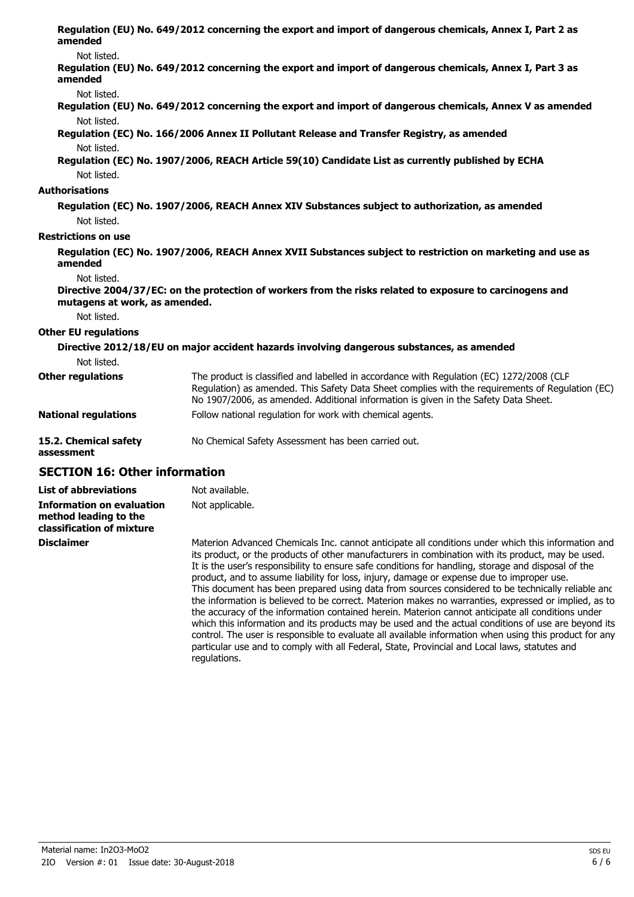**Regulation (EU) No. 649/2012 concerning the export and import of dangerous chemicals, Annex I, Part 2 as amended**

Not listed.

**Regulation (EU) No. 649/2012 concerning the export and import of dangerous chemicals, Annex I, Part 3 as amended**

Not listed.

**Regulation (EU) No. 649/2012 concerning the export and import of dangerous chemicals, Annex V as amended**

Not listed.

**Regulation (EC) No. 166/2006 Annex II Pollutant Release and Transfer Registry, as amended**

Not listed.

**Regulation (EC) No. 1907/2006, REACH Article 59(10) Candidate List as currently published by ECHA**

Not listed.

**Authorisations**

**Regulation (EC) No. 1907/2006, REACH Annex XIV Substances subject to authorization, as amended**

Not listed.

**Restrictions on use**

**Regulation (EC) No. 1907/2006, REACH Annex XVII Substances subject to restriction on marketing and use as amended**

Not listed.

**Directive 2004/37/EC: on the protection of workers from the risks related to exposure to carcinogens and mutagens at work, as amended.**

Not listed.

**Other EU regulations**

**Directive 2012/18/EU on major accident hazards involving dangerous substances, as amended**

Not listed.

**Other regulations** The product is classified and labelled in accordance with Regulation (EC) 1272/2008 (CLP Regulation) as amended. This Safety Data Sheet complies with the requirements of Regulation (EC) No 1907/2006, as amended. Additional information is given in the Safety Data Sheet.

**National regulations** Follow national regulation for work with chemical agents.

**15.2. Chemical safety assessment** No Chemical Safety Assessment has been carried out.

## SECTION 16: Other information

**List of abbreviations** Not available.

**Information on evaluation method leading to the classification of mixture** Not applicable.

**Disclaimer** Materion Advanced Chemicals Inc. cannot anticipate all conditions under which this information and its product, or the products of other manufacturers in combination with its product, may be used. It is the user's responsibility to ensure safe conditions for handling, storage and disposal of the product, and to assume liability for loss, injury, damage or expense due to improper use. This document has been prepared using data from sources considered to be technically reliable and the information is believed to be correct. Materion makes no warranties, expressed or implied, as to the accuracy of the information contained herein. Materion cannot anticipate all conditions under which this information and its products may be used and the actual conditions of use are beyond its control. The user is responsible to evaluate all available information when using this product for any particular use and to comply with all Federal, State, Provincial and Local laws, statutes and regulations.

Material name: $In_2O_3$-$MoO_2$

2IO Version #: 01 Issue date: 30-August-2018